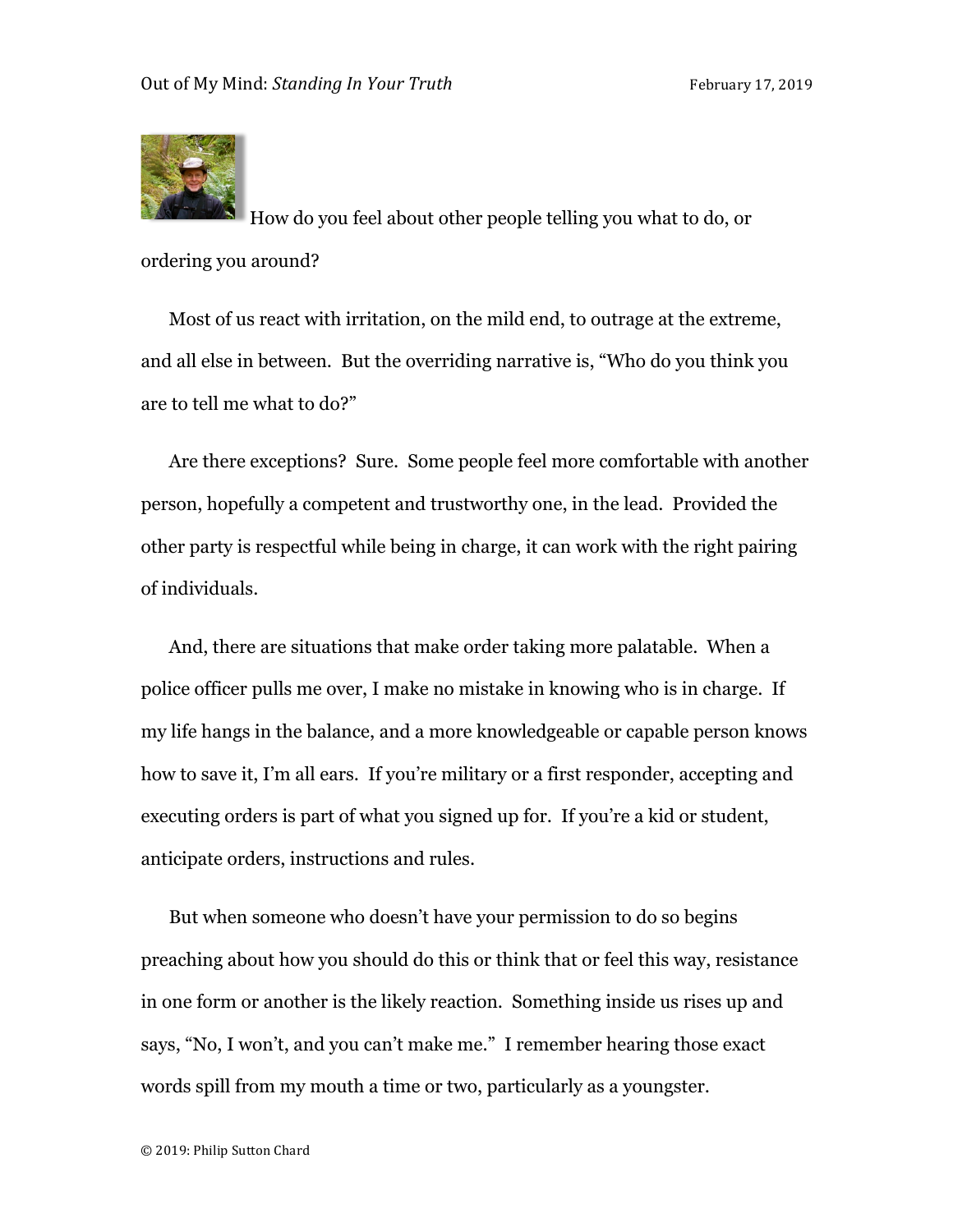Out of My Mind: *Standing In Your Truth* February 17, 2019

How do you feel about other people telling you what to do, or ordering you around?

Most of us react with irritation, on the mild end, to outrage at the extreme, and all else in between. But the overriding narrative is, "Who do you think you are to tell me what to do?"

Are there exceptions? Sure. Some people feel more comfortable with another person, hopefully a competent and trustworthy one, in the lead. Provided the other party is respectful while being in charge, it can work with the right pairing of individuals.

And, there are situations that make order taking more palatable. When a police officer pulls me over, I make no mistake in knowing who is in charge. If my life hangs in the balance, and a more knowledgeable or capable person knows how to save it, I'm all ears. If you're military or a first responder, accepting and executing orders is part of what you signed up for. If you're a kid or student, anticipate orders, instructions and rules.

But when someone who doesn't have your permission to do so begins preaching about how you should do this or think that or feel this way, resistance in one form or another is the likely reaction. Something inside us rises up and says, "No, I won't, and you can't make me." I remember hearing those exact words spill from my mouth a time or two, particularly as a youngster.

© 2019: Philip Sutton Chard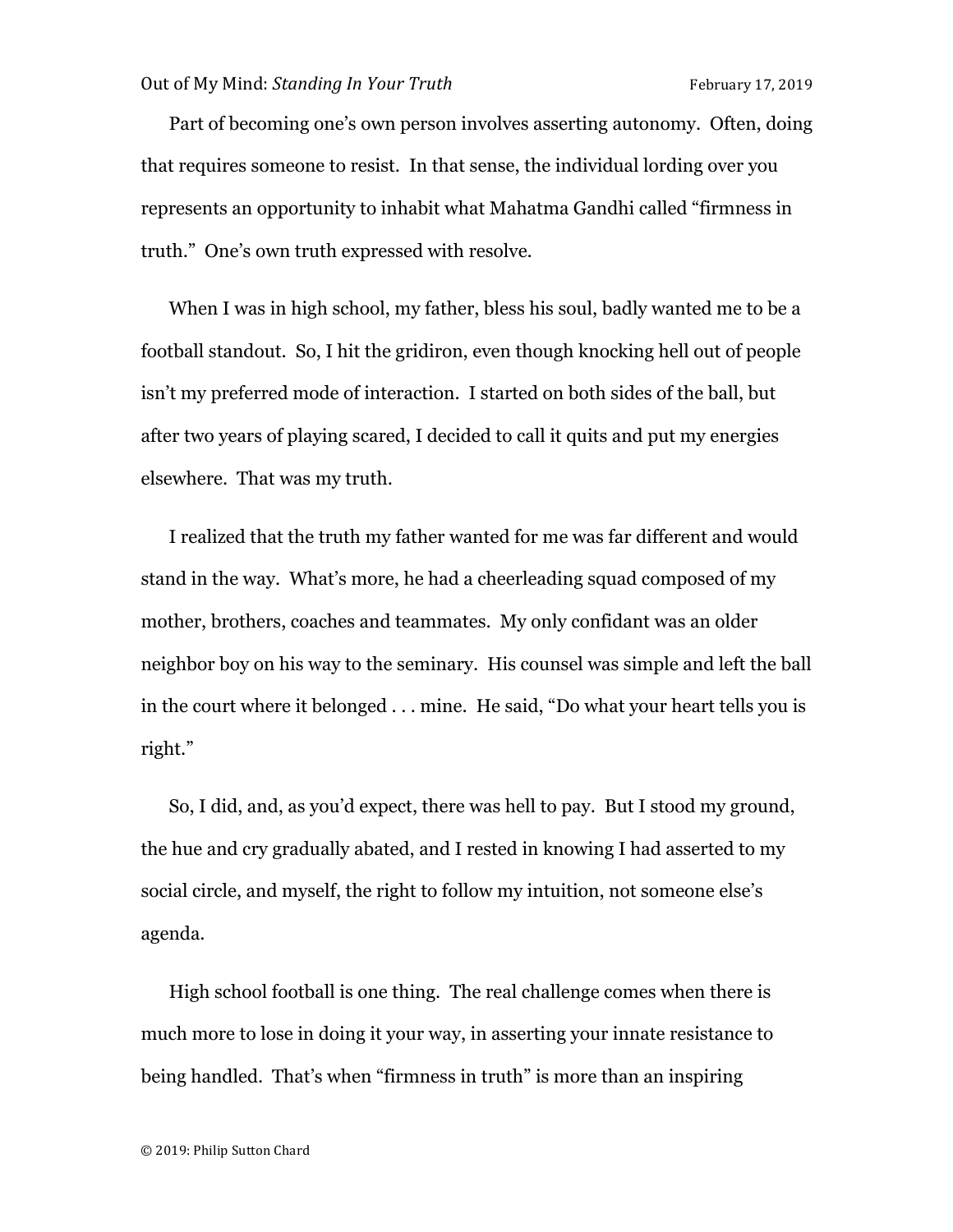Part of becoming one's own person involves asserting autonomy. Often, doing that requires someone to resist. In that sense, the individual lording over you represents an opportunity to inhabit what Mahatma Gandhi called "firmness in truth." One's own truth expressed with resolve.

When I was in high school, my father, bless his soul, badly wanted me to be a football standout. So, I hit the gridiron, even though knocking hell out of people isn't my preferred mode of interaction. I started on both sides of the ball, but after two years of playing scared, I decided to call it quits and put my energies elsewhere. That was my truth.

I realized that the truth my father wanted for me was far different and would stand in the way. What's more, he had a cheerleading squad composed of my mother, brothers, coaches and teammates. My only confidant was an older neighbor boy on his way to the seminary. His counsel was simple and left the ball in the court where it belonged . . . mine. He said, "Do what your heart tells you is right."

So, I did, and, as you'd expect, there was hell to pay. But I stood my ground, the hue and cry gradually abated, and I rested in knowing I had asserted to my social circle, and myself, the right to follow my intuition, not someone else's agenda.

High school football is one thing. The real challenge comes when there is much more to lose in doing it your way, in asserting your innate resistance to being handled. That's when "firmness in truth" is more than an inspiring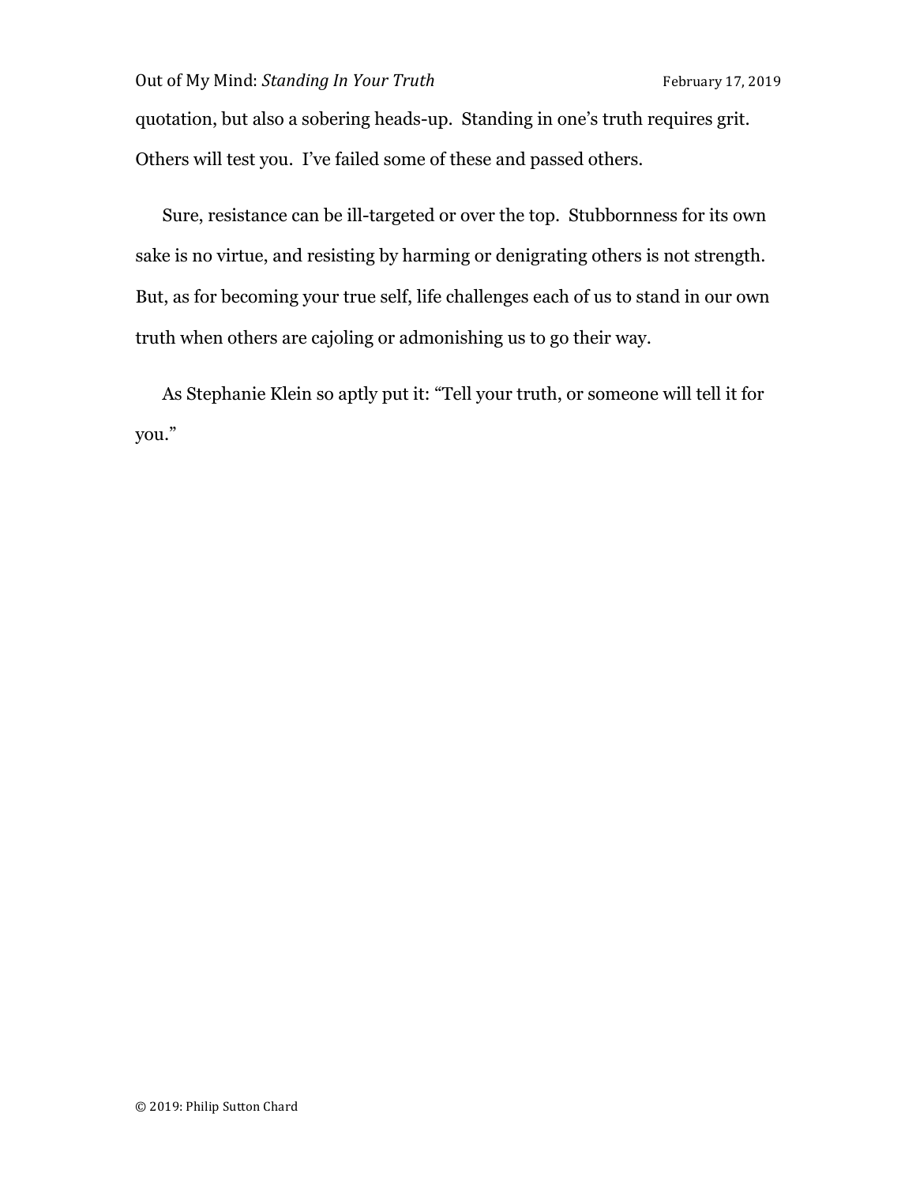quotation, but also a sobering heads-up. Standing in one's truth requires grit. Others will test you. I've failed some of these and passed others.

Sure, resistance can be ill-targeted or over the top. Stubbornness for its own sake is no virtue, and resisting by harming or denigrating others is not strength. But, as for becoming your true self, life challenges each of us to stand in our own truth when others are cajoling or admonishing us to go their way.

As Stephanie Klein so aptly put it: "Tell your truth, or someone will tell it for you."